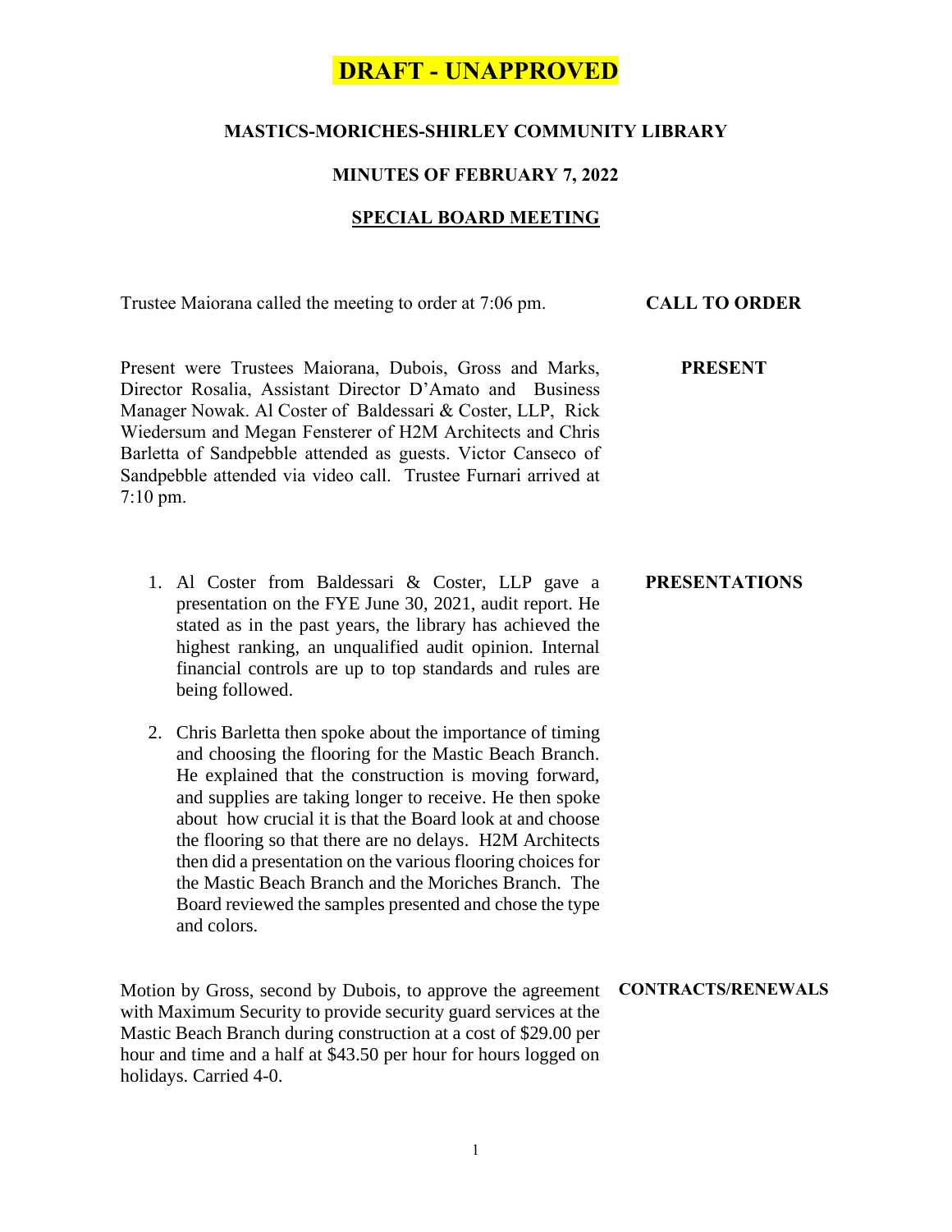**DRAFT - UNAPPROVED**

# MASTICS-MORICHES-SHIRLEY COMMUNITY LIBRARY

## MINUTES OF FEBRUARY 7, 2022

## SPECIAL BOARD MEETING

**CALL TO ORDER**

Trustee Maiorana called the meeting to order at 7:06 pm.

**PRESENT**

Present were Trustees Maiorana, Dubois, Gross and Marks, Director Rosalia, Assistant Director D'Amato and Business Manager Nowak. Al Coster of Baldessari & Coster, LLP, Rick Wiedersum and Megan Fensterer of H2M Architects and Chris Barletta of Sandpebble attended as guests. Victor Canseco of Sandpebble attended via video call. Trustee Furnari arrived at 7:10 pm.

**PRESENTATIONS**

1. Al Coster from Baldessari & Coster, LLP gave a presentation on the FYE June 30, 2021, audit report. He stated as in the past years, the library has achieved the highest ranking, an unqualified audit opinion. Internal financial controls are up to top standards and rules are being followed.

2. Chris Barletta then spoke about the importance of timing and choosing the flooring for the Mastic Beach Branch. He explained that the construction is moving forward, and supplies are taking longer to receive. He then spoke about how crucial it is that the Board look at and choose the flooring so that there are no delays. H2M Architects then did a presentation on the various flooring choices for the Mastic Beach Branch and the Moriches Branch. The Board reviewed the samples presented and chose the type and colors.

**CONTRACTS/RENEWALS**

Motion by Gross, second by Dubois, to approve the agreement with Maximum Security to provide security guard services at the Mastic Beach Branch during construction at a cost of $29.00 per hour and time and a half at $43.50 per hour for hours logged on holidays. Carried 4-0.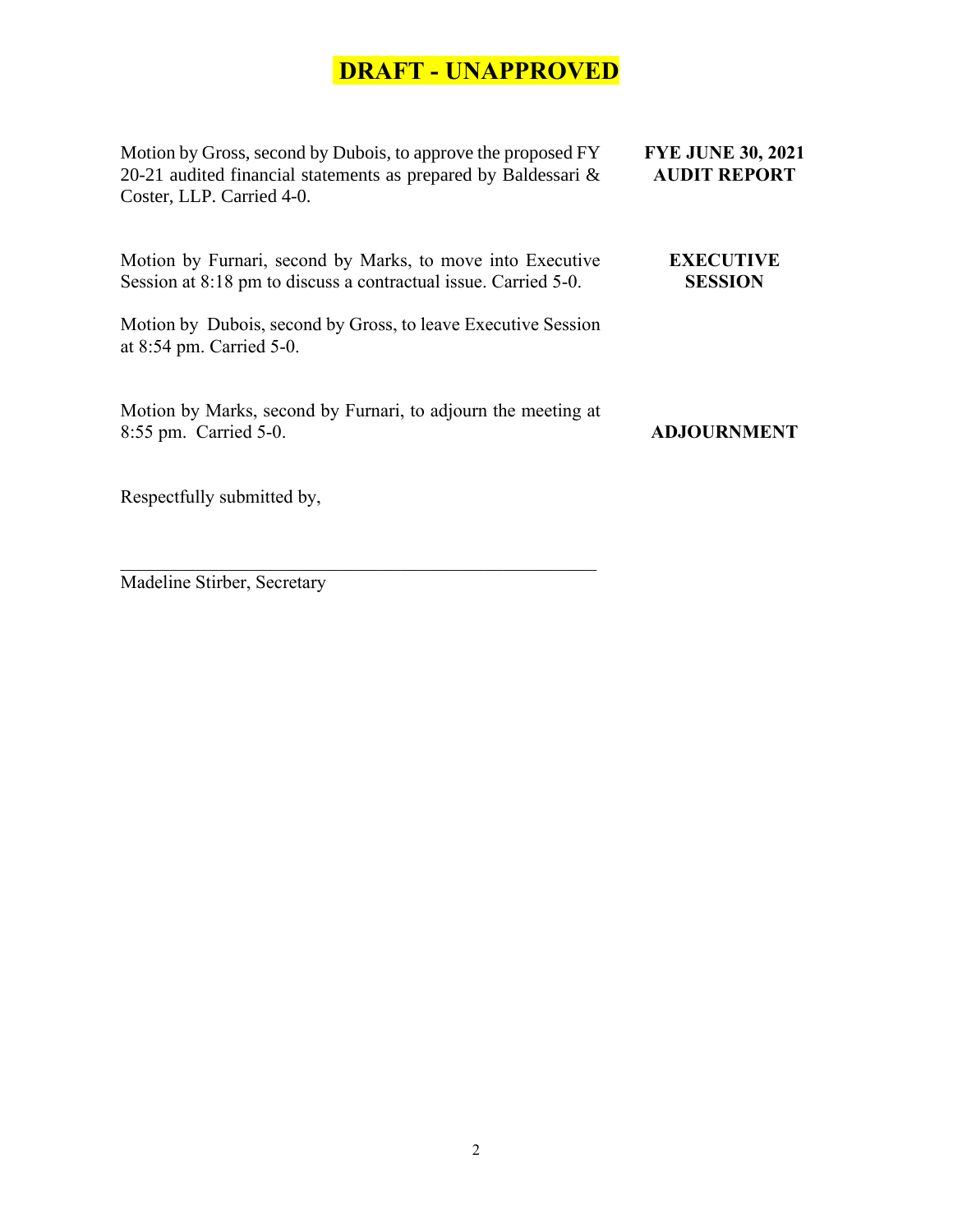# DRAFT - UNAPPROVED

**FYE JUNE 30, 2021 AUDIT REPORT**

Motion by Gross, second by Dubois, to approve the proposed FY 20-21 audited financial statements as prepared by Baldessari & Coster, LLP. Carried 4-0.

**EXECUTIVE SESSION**

Motion by Furnari, second by Marks, to move into Executive Session at 8:18 pm to discuss a contractual issue. Carried 5-0.

Motion by Dubois, second by Gross, to leave Executive Session at 8:54 pm. Carried 5-0.

**ADJOURNMENT**

Motion by Marks, second by Furnari, to adjourn the meeting at 8:55 pm. Carried 5-0.

Respectfully submitted by,

\_\_\_\_\_\_\_\_\_\_\_\_\_\_\_\_\_\_\_\_\_\_\_\_\_\_\_\_\_\_\_\_\_\_\_\_\_\_\_\_\_\_\_\_\_\_\_\_

Madeline Stirber, Secretary